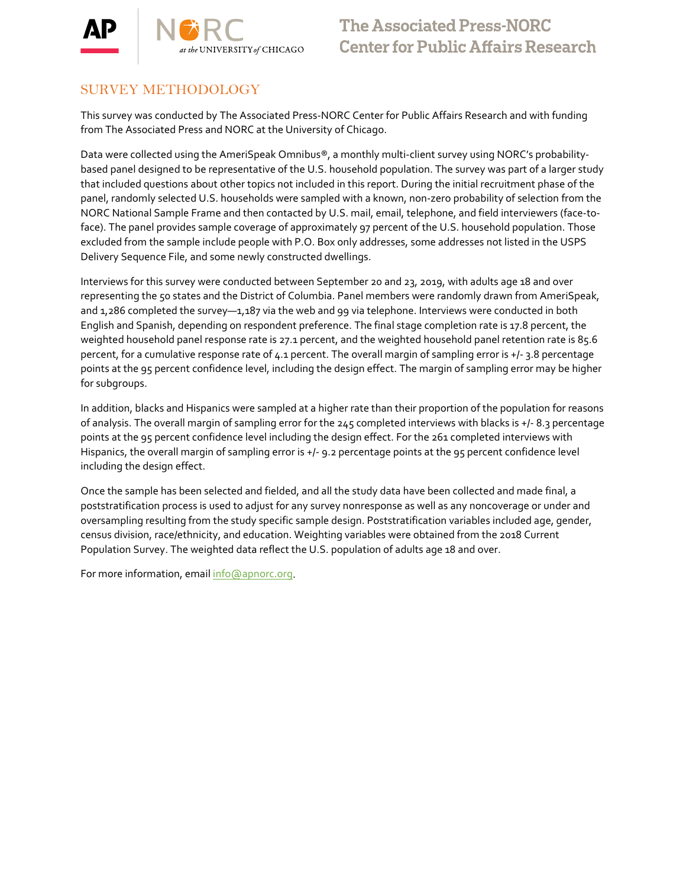## SURVEY METHODOLOGY

This survey was conducted by The Associated Press-NORC Center for Public Affairs Research and with funding from The Associated Press and NORC at the University of Chicago.

Data were collected using the AmeriSpeak Omnibus®, a monthly multi-client survey using NORC's probability-based panel designed to be representative of the U.S. household population. The survey was part of a larger study that included questions about other topics not included in this report. During the initial recruitment phase of the panel, randomly selected U.S. households were sampled with a known, non-zero probability of selection from the NORC National Sample Frame and then contacted by U.S. mail, email, telephone, and field interviewers (face-to-face). The panel provides sample coverage of approximately 97 percent of the U.S. household population. Those excluded from the sample include people with P.O. Box only addresses, some addresses not listed in the USPS Delivery Sequence File, and some newly constructed dwellings.

Interviews for this survey were conducted between September 20 and 23, 2019, with adults age 18 and over representing the 50 states and the District of Columbia. Panel members were randomly drawn from AmeriSpeak, and 1,286 completed the survey—1,187 via the web and 99 via telephone. Interviews were conducted in both English and Spanish, depending on respondent preference. The final stage completion rate is 17.8 percent, the weighted household panel response rate is 27.1 percent, and the weighted household panel retention rate is 85.6 percent, for a cumulative response rate of 4.1 percent. The overall margin of sampling error is +/- 3.8 percentage points at the 95 percent confidence level, including the design effect. The margin of sampling error may be higher for subgroups.

In addition, blacks and Hispanics were sampled at a higher rate than their proportion of the population for reasons of analysis. The overall margin of sampling error for the 245 completed interviews with blacks is +/- 8.3 percentage points at the 95 percent confidence level including the design effect. For the 261 completed interviews with Hispanics, the overall margin of sampling error is +/- 9.2 percentage points at the 95 percent confidence level including the design effect.

Once the sample has been selected and fielded, and all the study data have been collected and made final, a poststratification process is used to adjust for any survey nonresponse as well as any noncoverage or under and oversampling resulting from the study specific sample design. Poststratification variables included age, gender, census division, race/ethnicity, and education. Weighting variables were obtained from the 2018 Current Population Survey. The weighted data reflect the U.S. population of adults age 18 and over.

For more information, email info@apnorc.org.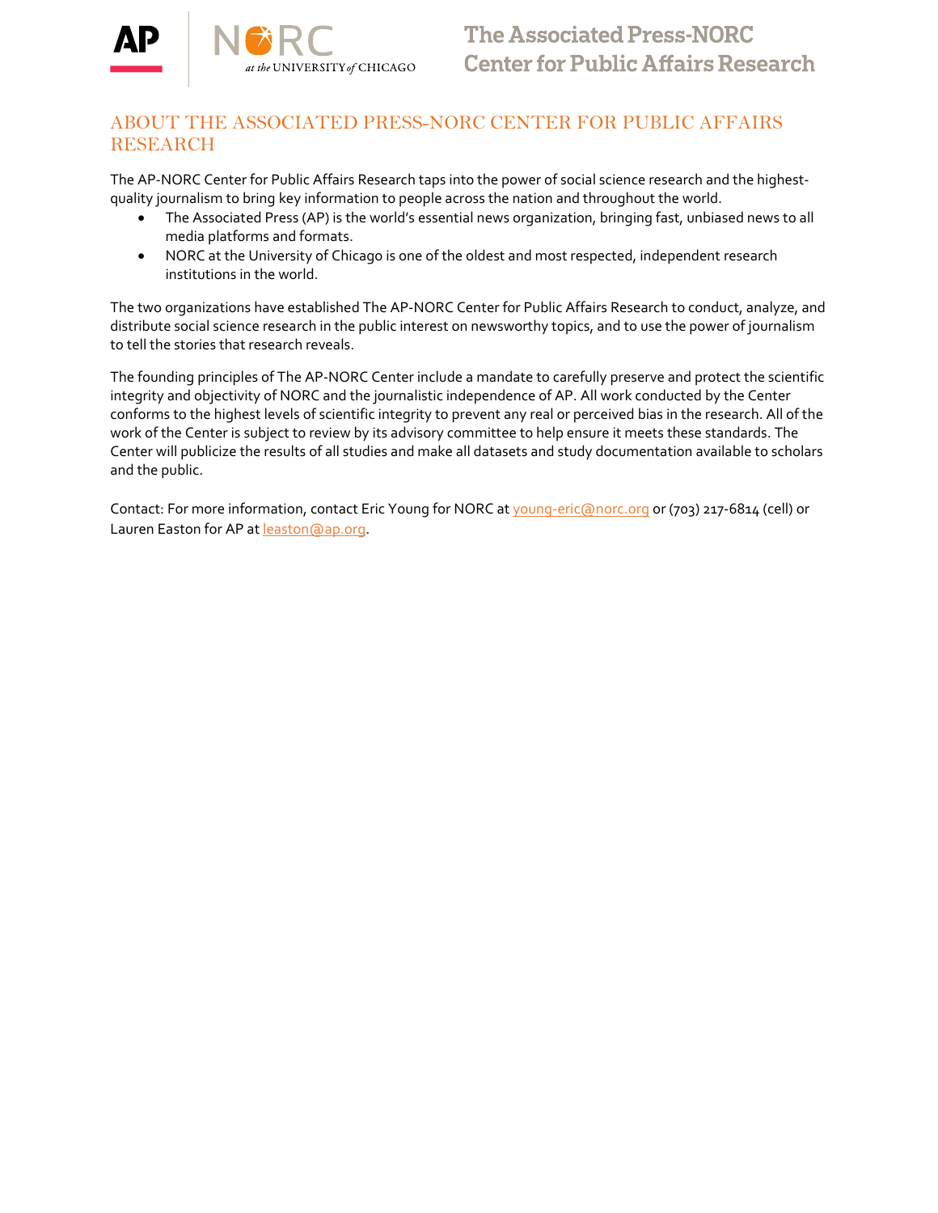## ABOUT THE ASSOCIATED PRESS-NORC CENTER FOR PUBLIC AFFAIRS RESEARCH

The AP-NORC Center for Public Affairs Research taps into the power of social science research and the highest-quality journalism to bring key information to people across the nation and throughout the world.

- The Associated Press (AP) is the world's essential news organization, bringing fast, unbiased news to all media platforms and formats.
- NORC at the University of Chicago is one of the oldest and most respected, independent research institutions in the world.

The two organizations have established The AP-NORC Center for Public Affairs Research to conduct, analyze, and distribute social science research in the public interest on newsworthy topics, and to use the power of journalism to tell the stories that research reveals.

The founding principles of The AP-NORC Center include a mandate to carefully preserve and protect the scientific integrity and objectivity of NORC and the journalistic independence of AP. All work conducted by the Center conforms to the highest levels of scientific integrity to prevent any real or perceived bias in the research. All of the work of the Center is subject to review by its advisory committee to help ensure it meets these standards. The Center will publicize the results of all studies and make all datasets and study documentation available to scholars and the public.

Contact: For more information, contact Eric Young for NORC at young-eric@norc.org or (703) 217-6814 (cell) or Lauren Easton for AP at leaston@ap.org.